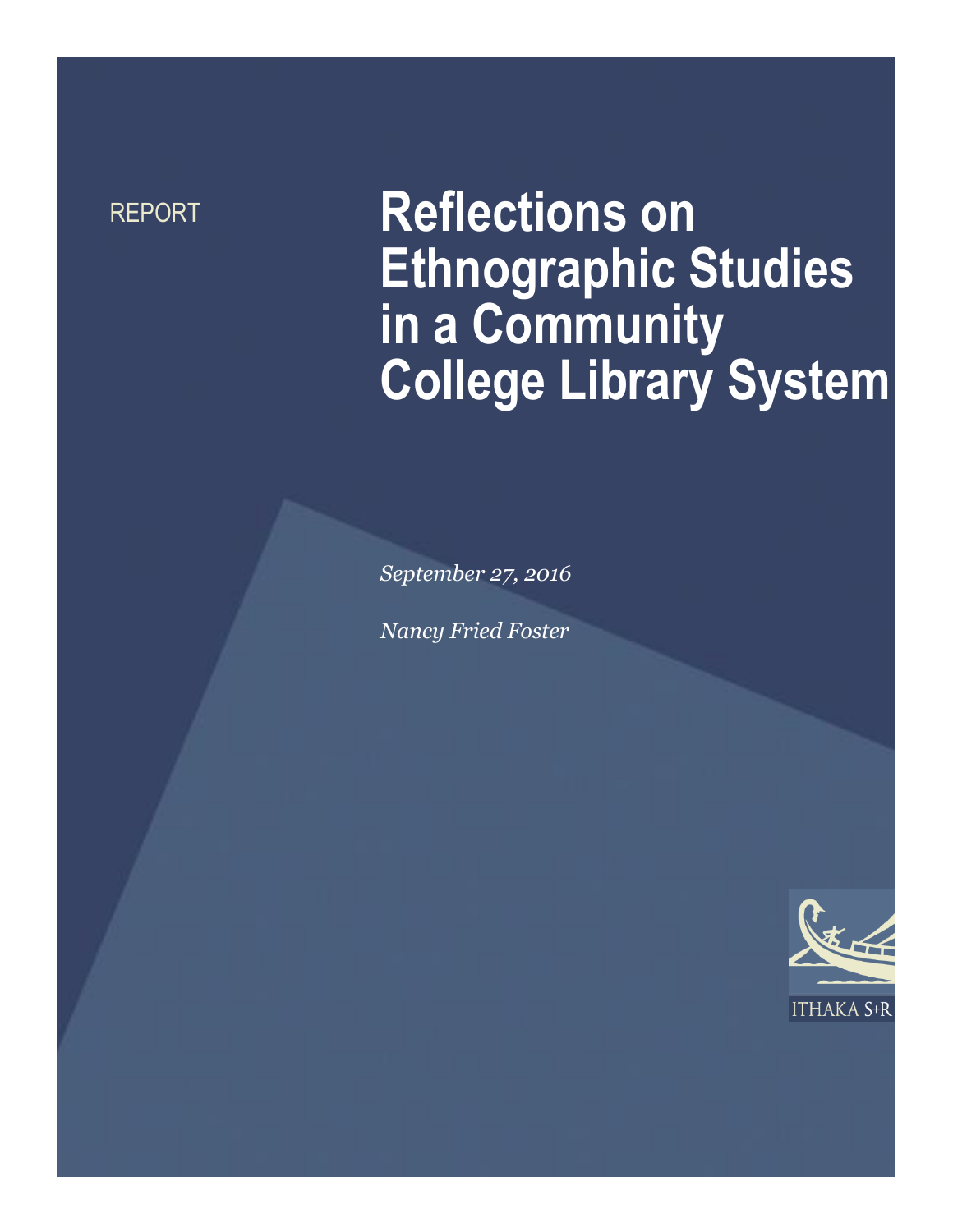REPORT

# Reflections on Ethnographic Studies in a Community College Library System

*September 27, 2016*

*Nancy Fried Foster*

ITHAKA S+R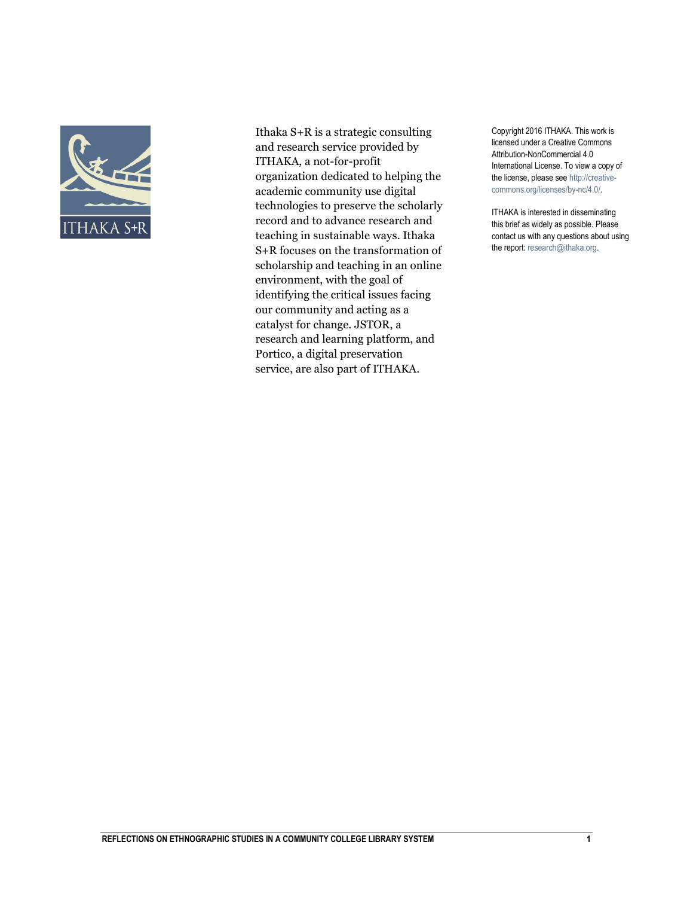Ithaka S+R is a strategic consulting and research service provided by ITHAKA, a not-for-profit organization dedicated to helping the academic community use digital technologies to preserve the scholarly record and to advance research and teaching in sustainable ways. Ithaka S+R focuses on the transformation of scholarship and teaching in an online environment, with the goal of identifying the critical issues facing our community and acting as a catalyst for change. JSTOR, a research and learning platform, and Portico, a digital preservation service, are also part of ITHAKA.

Copyright 2016 ITHAKA. This work is licensed under a Creative Commons Attribution-NonCommercial 4.0 International License. To view a copy of the license, please see http://creative-commons.org/licenses/by-nc/4.0/.

ITHAKA is interested in disseminating this brief as widely as possible. Please contact us with any questions about using the report: research@ithaka.org.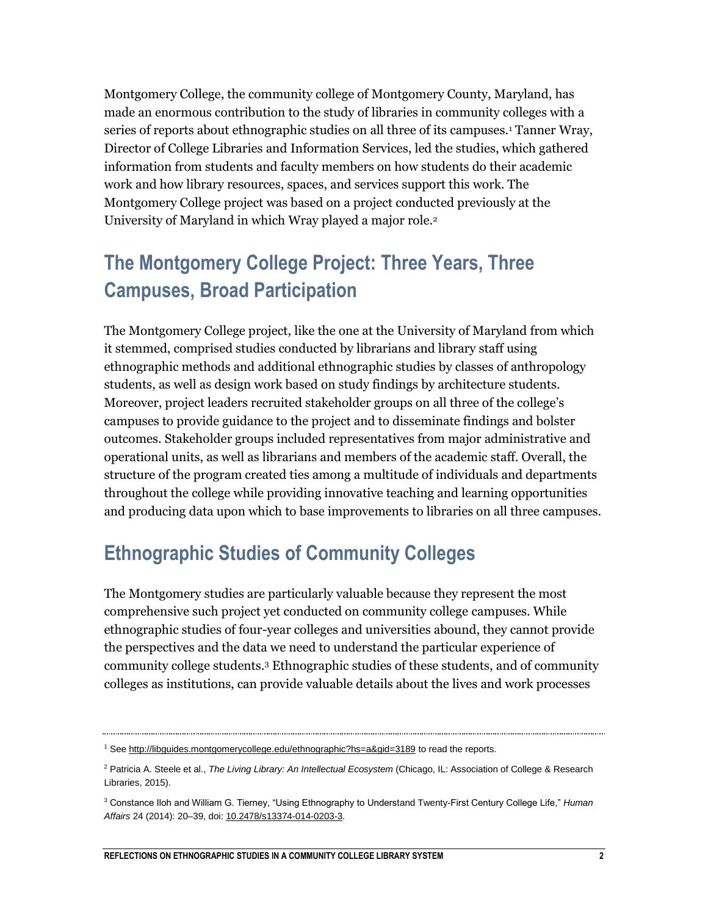Montgomery College, the community college of Montgomery County, Maryland, has made an enormous contribution to the study of libraries in community colleges with a series of reports about ethnographic studies on all three of its campuses.[1] Tanner Wray, Director of College Libraries and Information Services, led the studies, which gathered information from students and faculty members on how students do their academic work and how library resources, spaces, and services support this work. The Montgomery College project was based on a project conducted previously at the University of Maryland in which Wray played a major role.[2]

## The Montgomery College Project: Three Years, Three Campuses, Broad Participation

The Montgomery College project, like the one at the University of Maryland from which it stemmed, comprised studies conducted by librarians and library staff using ethnographic methods and additional ethnographic studies by classes of anthropology students, as well as design work based on study findings by architecture students. Moreover, project leaders recruited stakeholder groups on all three of the college's campuses to provide guidance to the project and to disseminate findings and bolster outcomes. Stakeholder groups included representatives from major administrative and operational units, as well as librarians and members of the academic staff. Overall, the structure of the program created ties among a multitude of individuals and departments throughout the college while providing innovative teaching and learning opportunities and producing data upon which to base improvements to libraries on all three campuses.

## Ethnographic Studies of Community Colleges

The Montgomery studies are particularly valuable because they represent the most comprehensive such project yet conducted on community college campuses. While ethnographic studies of four-year colleges and universities abound, they cannot provide the perspectives and the data we need to understand the particular experience of community college students.[3] Ethnographic studies of these students, and of community colleges as institutions, can provide valuable details about the lives and work processes

---

[1] See http://libguides.montgomerycollege.edu/ethnographic?hs=a&gid=3189 to read the reports.

[2] Patricia A. Steele et al., *The Living Library: An Intellectual Ecosystem* (Chicago, IL: Association of College & Research Libraries, 2015).

[3] Constance Iloh and William G. Tierney, "Using Ethnography to Understand Twenty-First Century College Life," *Human Affairs* 24 (2014): 20–39, doi: 10.2478/s13374-014-0203-3.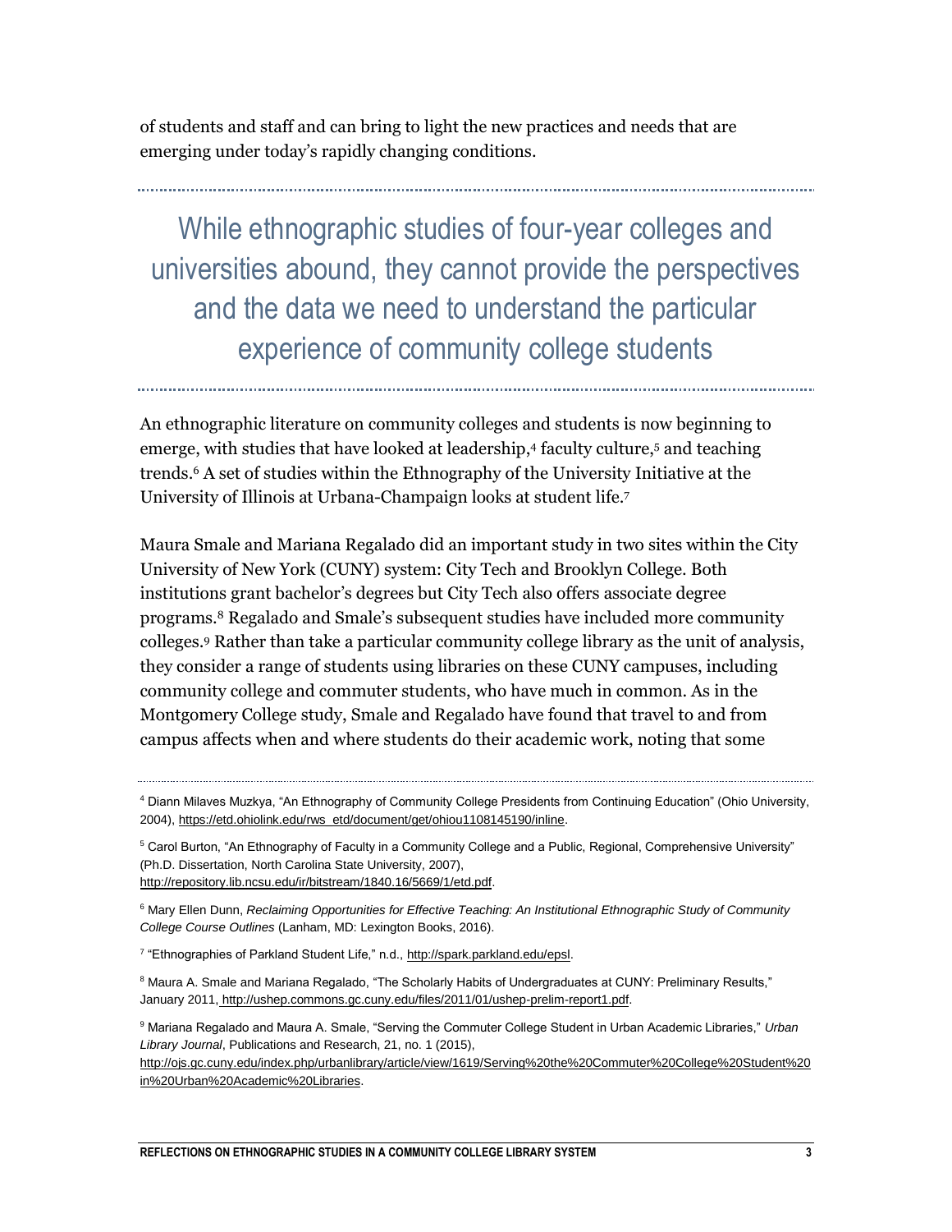of students and staff and can bring to light the new practices and needs that are emerging under today's rapidly changing conditions.

> While ethnographic studies of four-year colleges and universities abound, they cannot provide the perspectives and the data we need to understand the particular experience of community college students

An ethnographic literature on community colleges and students is now beginning to emerge, with studies that have looked at leadership,[4] faculty culture,[5] and teaching trends.[6] A set of studies within the Ethnography of the University Initiative at the University of Illinois at Urbana-Champaign looks at student life.[7]

Maura Smale and Mariana Regalado did an important study in two sites within the City University of New York (CUNY) system: City Tech and Brooklyn College. Both institutions grant bachelor's degrees but City Tech also offers associate degree programs.[8] Regalado and Smale's subsequent studies have included more community colleges.[9] Rather than take a particular community college library as the unit of analysis, they consider a range of students using libraries on these CUNY campuses, including community college and commuter students, who have much in common. As in the Montgomery College study, Smale and Regalado have found that travel to and from campus affects when and where students do their academic work, noting that some

---

[4] Diann Milaves Muzkya, "An Ethnography of Community College Presidents from Continuing Education" (Ohio University, 2004), https://etd.ohiolink.edu/rws_etd/document/get/ohiou1108145190/inline.

[5] Carol Burton, "An Ethnography of Faculty in a Community College and a Public, Regional, Comprehensive University" (Ph.D. Dissertation, North Carolina State University, 2007), http://repository.lib.ncsu.edu/ir/bitstream/1840.16/5669/1/etd.pdf.

[6] Mary Ellen Dunn, *Reclaiming Opportunities for Effective Teaching: An Institutional Ethnographic Study of Community College Course Outlines* (Lanham, MD: Lexington Books, 2016).

[7] "Ethnographies of Parkland Student Life," n.d., http://spark.parkland.edu/epsl.

[8] Maura A. Smale and Mariana Regalado, "The Scholarly Habits of Undergraduates at CUNY: Preliminary Results," January 2011, http://ushep.commons.gc.cuny.edu/files/2011/01/ushep-prelim-report1.pdf.

[9] Mariana Regalado and Maura A. Smale, "Serving the Commuter College Student in Urban Academic Libraries," *Urban Library Journal*, Publications and Research, 21, no. 1 (2015), http://ojs.gc.cuny.edu/index.php/urbanlibrary/article/view/1619/Serving%20the%20Commuter%20College%20Student%20in%20Urban%20Academic%20Libraries.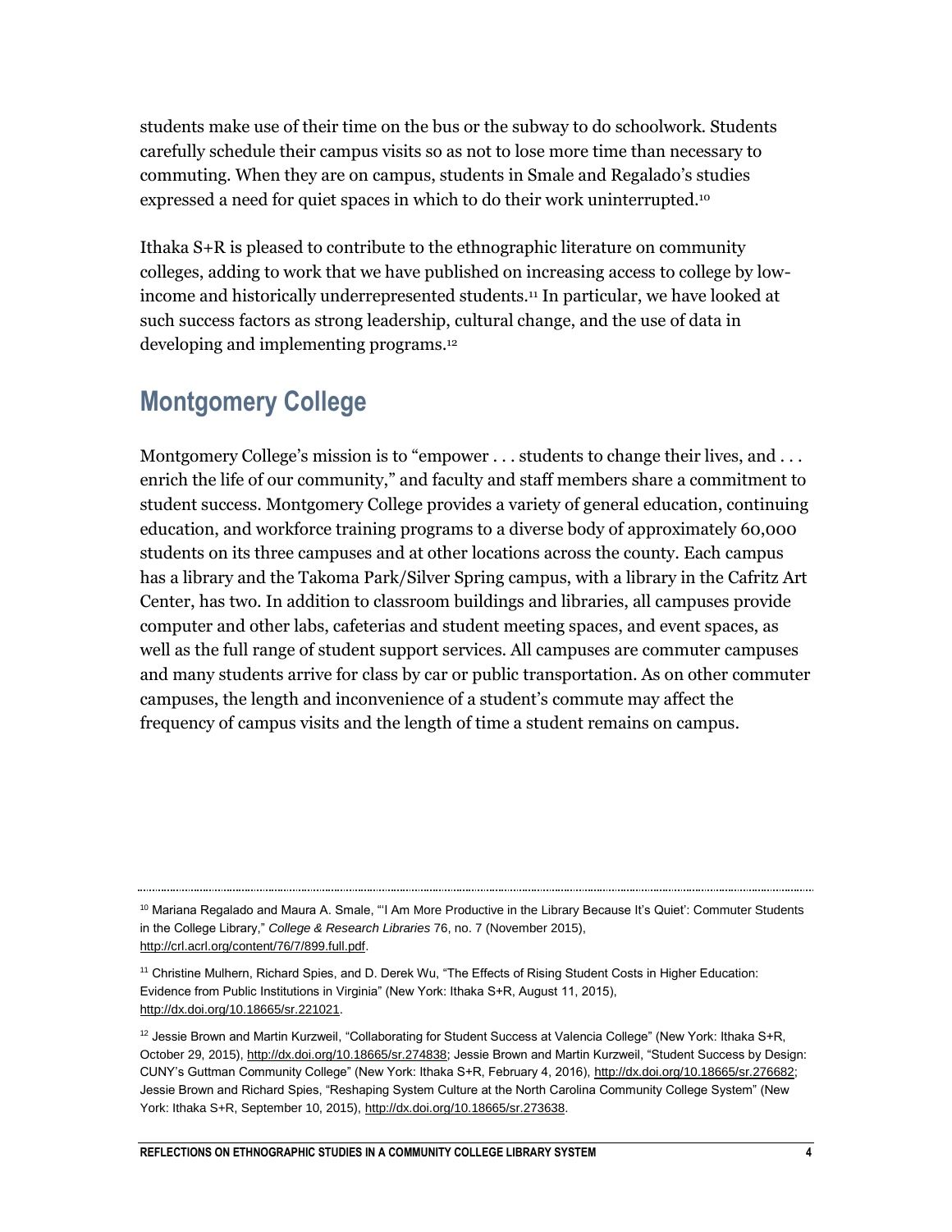students make use of their time on the bus or the subway to do schoolwork. Students carefully schedule their campus visits so as not to lose more time than necessary to commuting. When they are on campus, students in Smale and Regalado's studies expressed a need for quiet spaces in which to do their work uninterrupted.[10]

Ithaka S+R is pleased to contribute to the ethnographic literature on community colleges, adding to work that we have published on increasing access to college by low-income and historically underrepresented students.[11] In particular, we have looked at such success factors as strong leadership, cultural change, and the use of data in developing and implementing programs.[12]

## Montgomery College

Montgomery College's mission is to "empower . . . students to change their lives, and . . . enrich the life of our community," and faculty and staff members share a commitment to student success. Montgomery College provides a variety of general education, continuing education, and workforce training programs to a diverse body of approximately 60,000 students on its three campuses and at other locations across the county. Each campus has a library and the Takoma Park/Silver Spring campus, with a library in the Cafritz Art Center, has two. In addition to classroom buildings and libraries, all campuses provide computer and other labs, cafeterias and student meeting spaces, and event spaces, as well as the full range of student support services. All campuses are commuter campuses and many students arrive for class by car or public transportation. As on other commuter campuses, the length and inconvenience of a student's commute may affect the frequency of campus visits and the length of time a student remains on campus.

---

[10] Mariana Regalado and Maura A. Smale, "'I Am More Productive in the Library Because It's Quiet': Commuter Students in the College Library," *College & Research Libraries* 76, no. 7 (November 2015), http://crl.acrl.org/content/76/7/899.full.pdf.

[11] Christine Mulhern, Richard Spies, and D. Derek Wu, "The Effects of Rising Student Costs in Higher Education: Evidence from Public Institutions in Virginia" (New York: Ithaka S+R, August 11, 2015), http://dx.doi.org/10.18665/sr.221021.

[12] Jessie Brown and Martin Kurzweil, "Collaborating for Student Success at Valencia College" (New York: Ithaka S+R, October 29, 2015), http://dx.doi.org/10.18665/sr.274838; Jessie Brown and Martin Kurzweil, "Student Success by Design: CUNY's Guttman Community College" (New York: Ithaka S+R, February 4, 2016), http://dx.doi.org/10.18665/sr.276682; Jessie Brown and Richard Spies, "Reshaping System Culture at the North Carolina Community College System" (New York: Ithaka S+R, September 10, 2015), http://dx.doi.org/10.18665/sr.273638.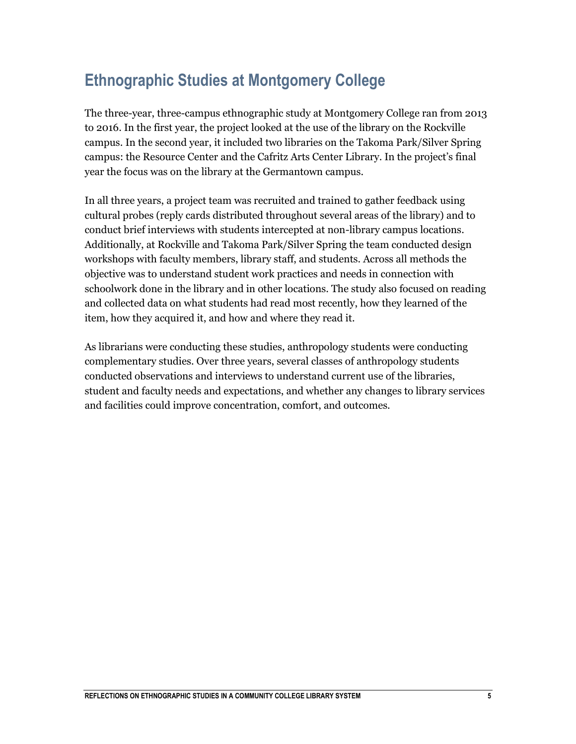## Ethnographic Studies at Montgomery College

The three-year, three-campus ethnographic study at Montgomery College ran from 2013 to 2016. In the first year, the project looked at the use of the library on the Rockville campus. In the second year, it included two libraries on the Takoma Park/Silver Spring campus: the Resource Center and the Cafritz Arts Center Library. In the project's final year the focus was on the library at the Germantown campus.

In all three years, a project team was recruited and trained to gather feedback using cultural probes (reply cards distributed throughout several areas of the library) and to conduct brief interviews with students intercepted at non-library campus locations. Additionally, at Rockville and Takoma Park/Silver Spring the team conducted design workshops with faculty members, library staff, and students. Across all methods the objective was to understand student work practices and needs in connection with schoolwork done in the library and in other locations. The study also focused on reading and collected data on what students had read most recently, how they learned of the item, how they acquired it, and how and where they read it.

As librarians were conducting these studies, anthropology students were conducting complementary studies. Over three years, several classes of anthropology students conducted observations and interviews to understand current use of the libraries, student and faculty needs and expectations, and whether any changes to library services and facilities could improve concentration, comfort, and outcomes.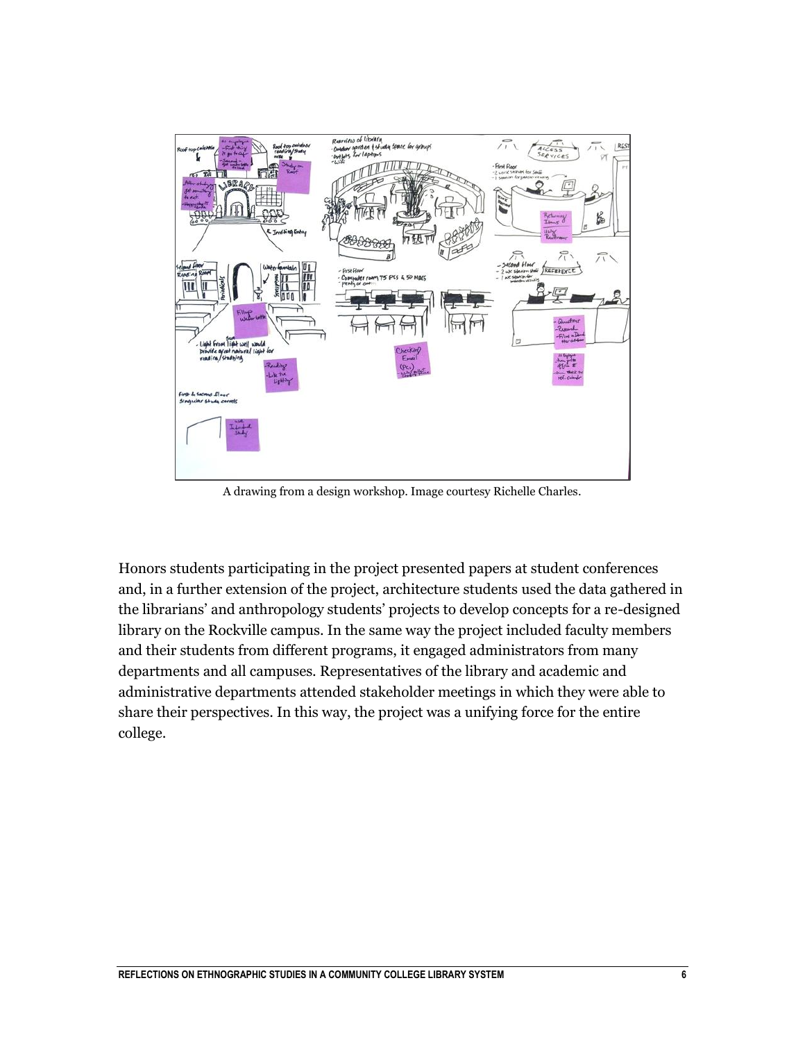A drawing from a design workshop. Image courtesy Richelle Charles.

Honors students participating in the project presented papers at student conferences and, in a further extension of the project, architecture students used the data gathered in the librarians' and anthropology students' projects to develop concepts for a re-designed library on the Rockville campus. In the same way the project included faculty members and their students from different programs, it engaged administrators from many departments and all campuses. Representatives of the library and academic and administrative departments attended stakeholder meetings in which they were able to share their perspectives. In this way, the project was a unifying force for the entire college.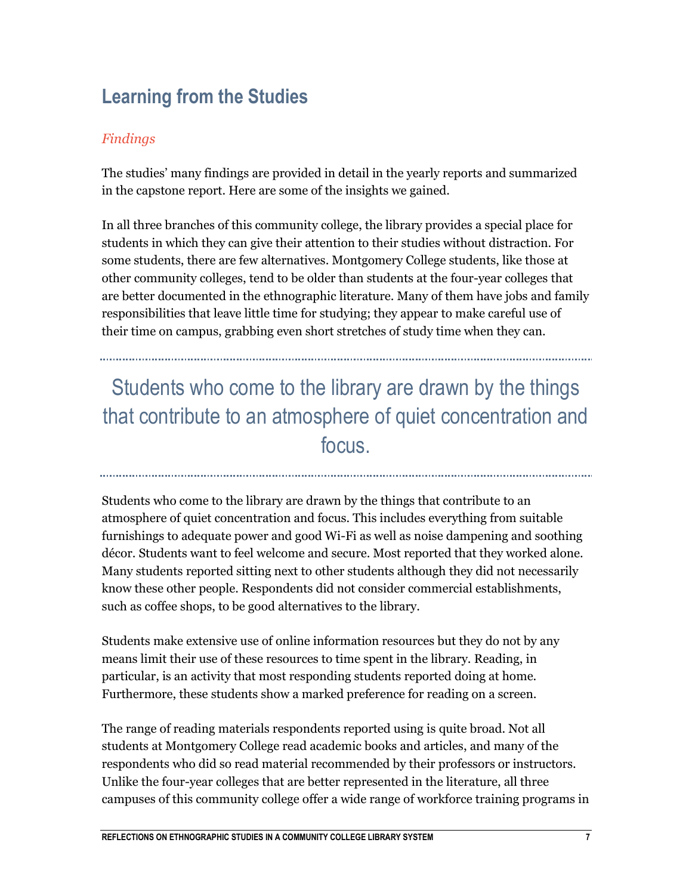## Learning from the Studies

### *Findings*

The studies' many findings are provided in detail in the yearly reports and summarized in the capstone report. Here are some of the insights we gained.

In all three branches of this community college, the library provides a special place for students in which they can give their attention to their studies without distraction. For some students, there are few alternatives. Montgomery College students, like those at other community colleges, tend to be older than students at the four-year colleges that are better documented in the ethnographic literature. Many of them have jobs and family responsibilities that leave little time for studying; they appear to make careful use of their time on campus, grabbing even short stretches of study time when they can.

> Students who come to the library are drawn by the things that contribute to an atmosphere of quiet concentration and focus.

Students who come to the library are drawn by the things that contribute to an atmosphere of quiet concentration and focus. This includes everything from suitable furnishings to adequate power and good Wi-Fi as well as noise dampening and soothing décor. Students want to feel welcome and secure. Most reported that they worked alone. Many students reported sitting next to other students although they did not necessarily know these other people. Respondents did not consider commercial establishments, such as coffee shops, to be good alternatives to the library.

Students make extensive use of online information resources but they do not by any means limit their use of these resources to time spent in the library. Reading, in particular, is an activity that most responding students reported doing at home. Furthermore, these students show a marked preference for reading on a screen.

The range of reading materials respondents reported using is quite broad. Not all students at Montgomery College read academic books and articles, and many of the respondents who did so read material recommended by their professors or instructors. Unlike the four-year colleges that are better represented in the literature, all three campuses of this community college offer a wide range of workforce training programs in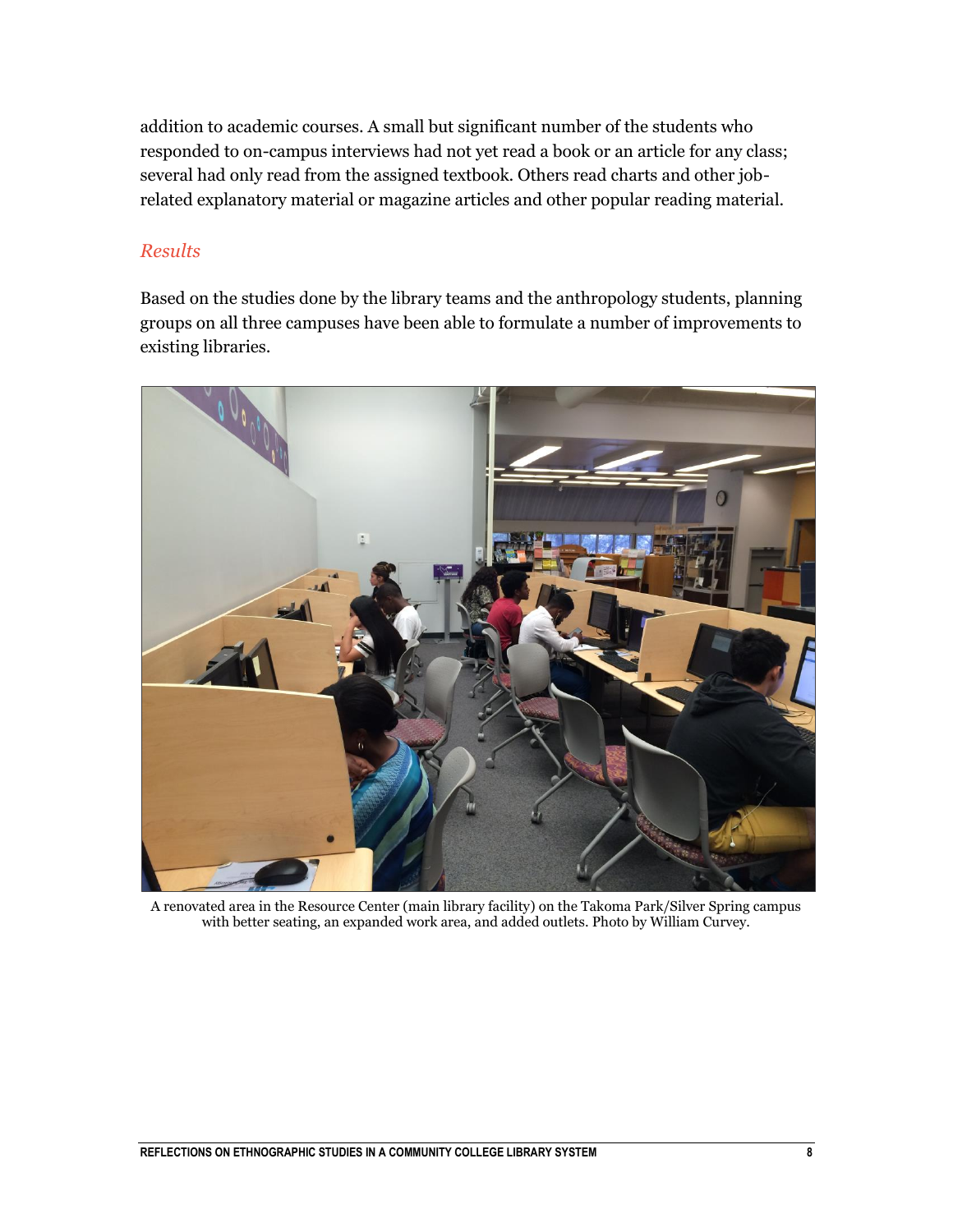addition to academic courses. A small but significant number of the students who responded to on-campus interviews had not yet read a book or an article for any class; several had only read from the assigned textbook. Others read charts and other job-related explanatory material or magazine articles and other popular reading material.

### *Results*

Based on the studies done by the library teams and the anthropology students, planning groups on all three campuses have been able to formulate a number of improvements to existing libraries.

A renovated area in the Resource Center (main library facility) on the Takoma Park/Silver Spring campus with better seating, an expanded work area, and added outlets. Photo by William Curvey.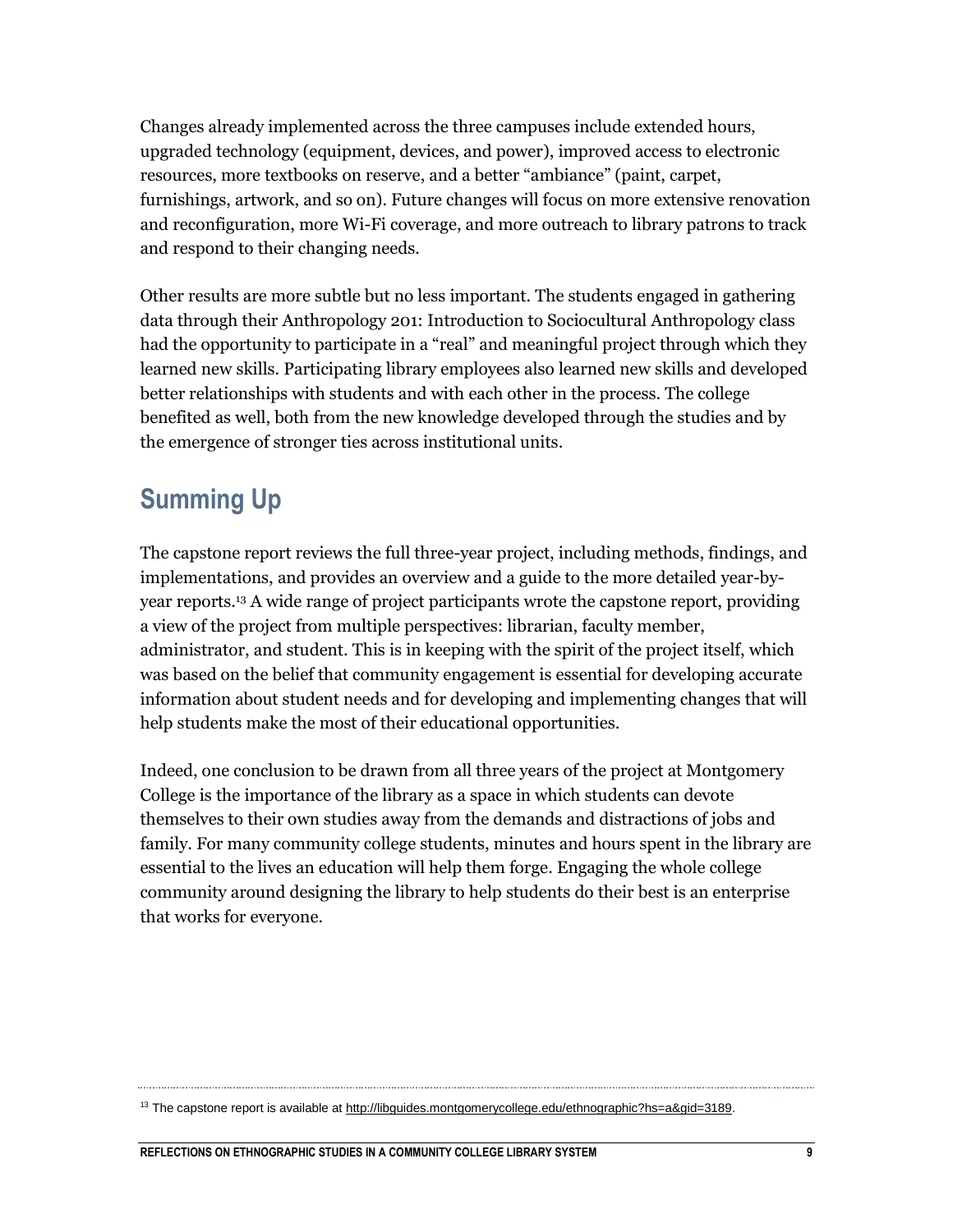Changes already implemented across the three campuses include extended hours, upgraded technology (equipment, devices, and power), improved access to electronic resources, more textbooks on reserve, and a better "ambiance" (paint, carpet, furnishings, artwork, and so on). Future changes will focus on more extensive renovation and reconfiguration, more Wi-Fi coverage, and more outreach to library patrons to track and respond to their changing needs.

Other results are more subtle but no less important. The students engaged in gathering data through their Anthropology 201: Introduction to Sociocultural Anthropology class had the opportunity to participate in a "real" and meaningful project through which they learned new skills. Participating library employees also learned new skills and developed better relationships with students and with each other in the process. The college benefited as well, both from the new knowledge developed through the studies and by the emergence of stronger ties across institutional units.

## Summing Up

The capstone report reviews the full three-year project, including methods, findings, and implementations, and provides an overview and a guide to the more detailed year-by-year reports.[13] A wide range of project participants wrote the capstone report, providing a view of the project from multiple perspectives: librarian, faculty member, administrator, and student. This is in keeping with the spirit of the project itself, which was based on the belief that community engagement is essential for developing accurate information about student needs and for developing and implementing changes that will help students make the most of their educational opportunities.

Indeed, one conclusion to be drawn from all three years of the project at Montgomery College is the importance of the library as a space in which students can devote themselves to their own studies away from the demands and distractions of jobs and family. For many community college students, minutes and hours spent in the library are essential to the lives an education will help them forge. Engaging the whole college community around designing the library to help students do their best is an enterprise that works for everyone.

---

[13] The capstone report is available at http://libguides.montgomerycollege.edu/ethnographic?hs=a&gid=3189.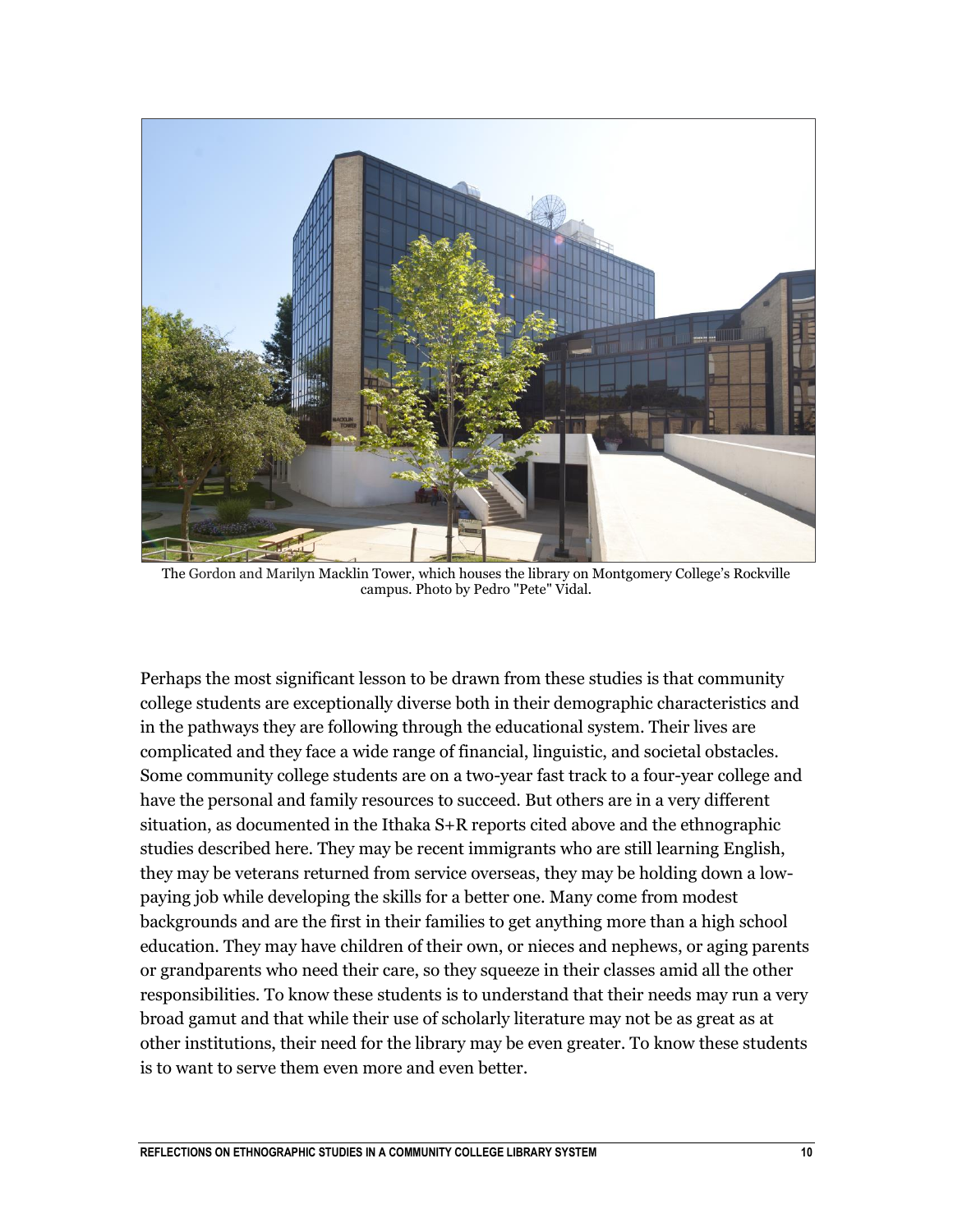The Gordon and Marilyn Macklin Tower, which houses the library on Montgomery College's Rockville campus. Photo by Pedro "Pete" Vidal.

Perhaps the most significant lesson to be drawn from these studies is that community college students are exceptionally diverse both in their demographic characteristics and in the pathways they are following through the educational system. Their lives are complicated and they face a wide range of financial, linguistic, and societal obstacles. Some community college students are on a two-year fast track to a four-year college and have the personal and family resources to succeed. But others are in a very different situation, as documented in the Ithaka S+R reports cited above and the ethnographic studies described here. They may be recent immigrants who are still learning English, they may be veterans returned from service overseas, they may be holding down a low-paying job while developing the skills for a better one. Many come from modest backgrounds and are the first in their families to get anything more than a high school education. They may have children of their own, or nieces and nephews, or aging parents or grandparents who need their care, so they squeeze in their classes amid all the other responsibilities. To know these students is to understand that their needs may run a very broad gamut and that while their use of scholarly literature may not be as great as at other institutions, their need for the library may be even greater. To know these students is to want to serve them even more and even better.